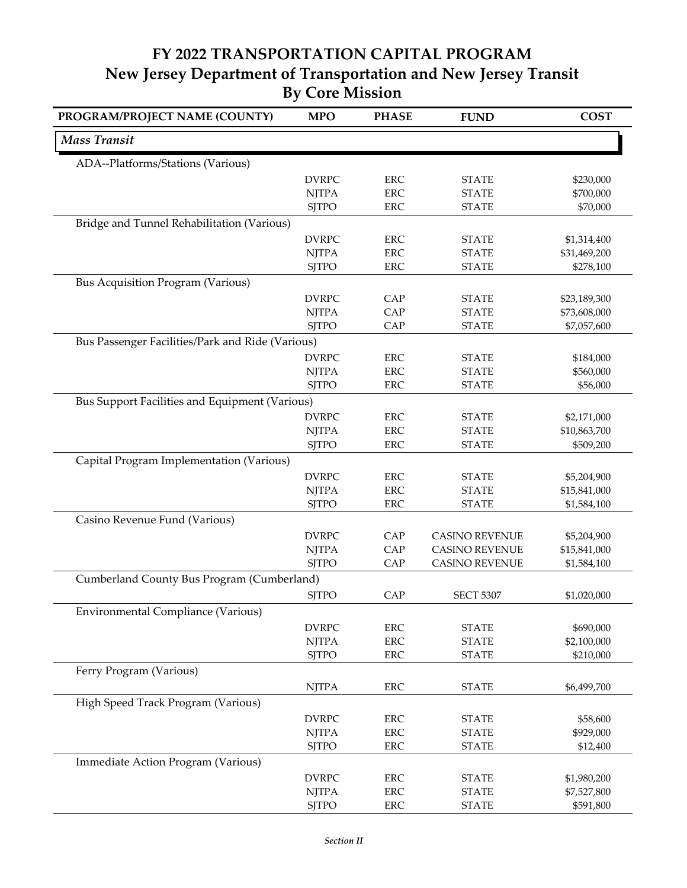# FY 2022 TRANSPORTATION CAPITAL PROGRAM
## New Jersey Department of Transportation and New Jersey Transit
## By Core Mission

| PROGRAM/PROJECT NAME (COUNTY) | MPO | PHASE | FUND | COST |
|---|---|---|---|---|
| ***Mass Transit*** | | | | |
| ADA--Platforms/Stations (Various) | | | | |
| | DVRPC | ERC | STATE | $230,000 |
| | NJTPA | ERC | STATE | $700,000 |
| | SJTPO | ERC | STATE | $70,000 |
| Bridge and Tunnel Rehabilitation (Various) | | | | |
| | DVRPC | ERC | STATE | $1,314,400 |
| | NJTPA | ERC | STATE | $31,469,200 |
| | SJTPO | ERC | STATE | $278,100 |
| Bus Acquisition Program (Various) | | | | |
| | DVRPC | CAP | STATE | $23,189,300 |
| | NJTPA | CAP | STATE | $73,608,000 |
| | SJTPO | CAP | STATE | $7,057,600 |
| Bus Passenger Facilities/Park and Ride (Various) | | | | |
| | DVRPC | ERC | STATE | $184,000 |
| | NJTPA | ERC | STATE | $560,000 |
| | SJTPO | ERC | STATE | $56,000 |
| Bus Support Facilities and Equipment (Various) | | | | |
| | DVRPC | ERC | STATE | $2,171,000 |
| | NJTPA | ERC | STATE | $10,863,700 |
| | SJTPO | ERC | STATE | $509,200 |
| Capital Program Implementation (Various) | | | | |
| | DVRPC | ERC | STATE | $5,204,900 |
| | NJTPA | ERC | STATE | $15,841,000 |
| | SJTPO | ERC | STATE | $1,584,100 |
| Casino Revenue Fund (Various) | | | | |
| | DVRPC | CAP | CASINO REVENUE | $5,204,900 |
| | NJTPA | CAP | CASINO REVENUE | $15,841,000 |
| | SJTPO | CAP | CASINO REVENUE | $1,584,100 |
| Cumberland County Bus Program (Cumberland) | | | | |
| | SJTPO | CAP | SECT 5307 | $1,020,000 |
| Environmental Compliance (Various) | | | | |
| | DVRPC | ERC | STATE | $690,000 |
| | NJTPA | ERC | STATE | $2,100,000 |
| | SJTPO | ERC | STATE | $210,000 |
| Ferry Program (Various) | | | | |
| | NJTPA | ERC | STATE | $6,499,700 |
| High Speed Track Program (Various) | | | | |
| | DVRPC | ERC | STATE | $58,600 |
| | NJTPA | ERC | STATE | $929,000 |
| | SJTPO | ERC | STATE | $12,400 |
| Immediate Action Program (Various) | | | | |
| | DVRPC | ERC | STATE | $1,980,200 |
| | NJTPA | ERC | STATE | $7,527,800 |
| | SJTPO | ERC | STATE | $591,800 |

*Section II*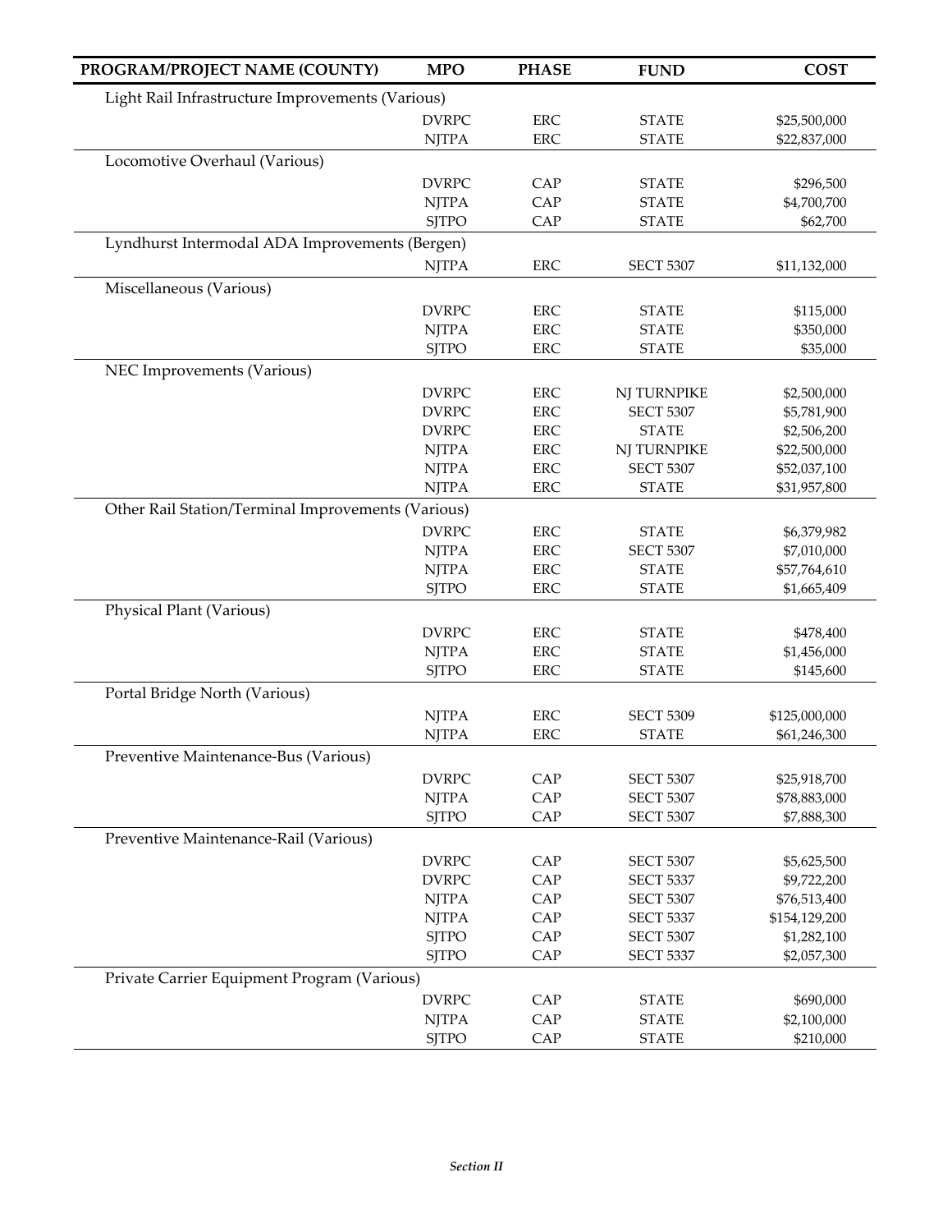| PROGRAM/PROJECT NAME (COUNTY) | MPO | PHASE | FUND | COST |
|---|---|---|---|---|
| Light Rail Infrastructure Improvements (Various) | | | | |
| | DVRPC | ERC | STATE | $25,500,000 |
| | NJTPA | ERC | STATE | $22,837,000 |
| Locomotive Overhaul (Various) | | | | |
| | DVRPC | CAP | STATE | $296,500 |
| | NJTPA | CAP | STATE | $4,700,700 |
| | SJTPO | CAP | STATE | $62,700 |
| Lyndhurst Intermodal ADA Improvements (Bergen) | | | | |
| | NJTPA | ERC | SECT 5307 | $11,132,000 |
| Miscellaneous (Various) | | | | |
| | DVRPC | ERC | STATE | $115,000 |
| | NJTPA | ERC | STATE | $350,000 |
| | SJTPO | ERC | STATE | $35,000 |
| NEC Improvements (Various) | | | | |
| | DVRPC | ERC | NJ TURNPIKE | $2,500,000 |
| | DVRPC | ERC | SECT 5307 | $5,781,900 |
| | DVRPC | ERC | STATE | $2,506,200 |
| | NJTPA | ERC | NJ TURNPIKE | $22,500,000 |
| | NJTPA | ERC | SECT 5307 | $52,037,100 |
| | NJTPA | ERC | STATE | $31,957,800 |
| Other Rail Station/Terminal Improvements (Various) | | | | |
| | DVRPC | ERC | STATE | $6,379,982 |
| | NJTPA | ERC | SECT 5307 | $7,010,000 |
| | NJTPA | ERC | STATE | $57,764,610 |
| | SJTPO | ERC | STATE | $1,665,409 |
| Physical Plant (Various) | | | | |
| | DVRPC | ERC | STATE | $478,400 |
| | NJTPA | ERC | STATE | $1,456,000 |
| | SJTPO | ERC | STATE | $145,600 |
| Portal Bridge North (Various) | | | | |
| | NJTPA | ERC | SECT 5309 | $125,000,000 |
| | NJTPA | ERC | STATE | $61,246,300 |
| Preventive Maintenance-Bus (Various) | | | | |
| | DVRPC | CAP | SECT 5307 | $25,918,700 |
| | NJTPA | CAP | SECT 5307 | $78,883,000 |
| | SJTPO | CAP | SECT 5307 | $7,888,300 |
| Preventive Maintenance-Rail (Various) | | | | |
| | DVRPC | CAP | SECT 5307 | $5,625,500 |
| | DVRPC | CAP | SECT 5337 | $9,722,200 |
| | NJTPA | CAP | SECT 5307 | $76,513,400 |
| | NJTPA | CAP | SECT 5337 | $154,129,200 |
| | SJTPO | CAP | SECT 5307 | $1,282,100 |
| | SJTPO | CAP | SECT 5337 | $2,057,300 |
| Private Carrier Equipment Program (Various) | | | | |
| | DVRPC | CAP | STATE | $690,000 |
| | NJTPA | CAP | STATE | $2,100,000 |
| | SJTPO | CAP | STATE | $210,000 |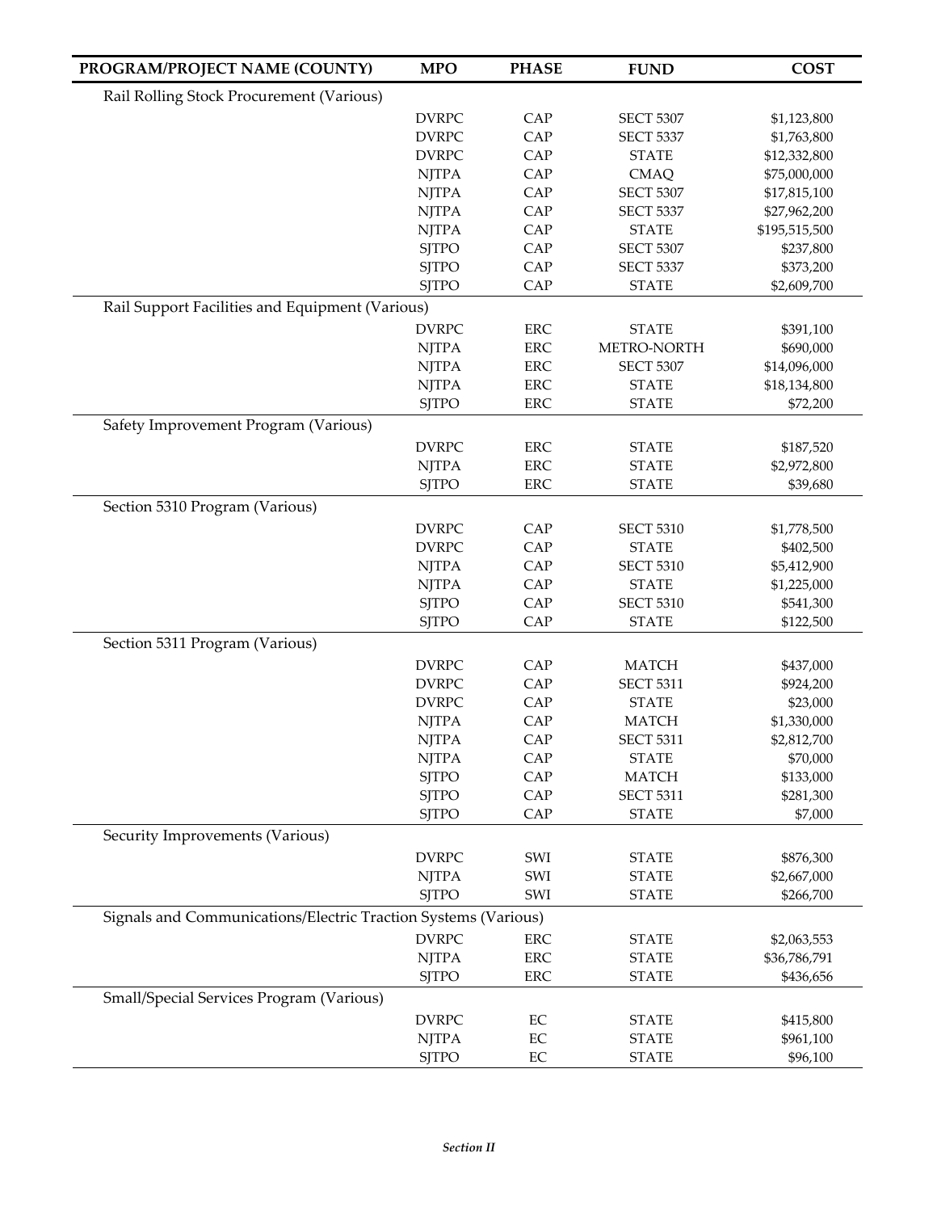| PROGRAM/PROJECT NAME (COUNTY) | MPO | PHASE | FUND | COST |
|---|---|---|---|---|
| Rail Rolling Stock Procurement (Various) | | | | |
| | DVRPC | CAP | SECT 5307 | $1,123,800 |
| | DVRPC | CAP | SECT 5337 | $1,763,800 |
| | DVRPC | CAP | STATE | $12,332,800 |
| | NJTPA | CAP | CMAQ | $75,000,000 |
| | NJTPA | CAP | SECT 5307 | $17,815,100 |
| | NJTPA | CAP | SECT 5337 | $27,962,200 |
| | NJTPA | CAP | STATE | $195,515,500 |
| | SJTPO | CAP | SECT 5307 | $237,800 |
| | SJTPO | CAP | SECT 5337 | $373,200 |
| | SJTPO | CAP | STATE | $2,609,700 |
| Rail Support Facilities and Equipment (Various) | | | | |
| | DVRPC | ERC | STATE | $391,100 |
| | NJTPA | ERC | METRO-NORTH | $690,000 |
| | NJTPA | ERC | SECT 5307 | $14,096,000 |
| | NJTPA | ERC | STATE | $18,134,800 |
| | SJTPO | ERC | STATE | $72,200 |
| Safety Improvement Program (Various) | | | | |
| | DVRPC | ERC | STATE | $187,520 |
| | NJTPA | ERC | STATE | $2,972,800 |
| | SJTPO | ERC | STATE | $39,680 |
| Section 5310 Program (Various) | | | | |
| | DVRPC | CAP | SECT 5310 | $1,778,500 |
| | DVRPC | CAP | STATE | $402,500 |
| | NJTPA | CAP | SECT 5310 | $5,412,900 |
| | NJTPA | CAP | STATE | $1,225,000 |
| | SJTPO | CAP | SECT 5310 | $541,300 |
| | SJTPO | CAP | STATE | $122,500 |
| Section 5311 Program (Various) | | | | |
| | DVRPC | CAP | MATCH | $437,000 |
| | DVRPC | CAP | SECT 5311 | $924,200 |
| | DVRPC | CAP | STATE | $23,000 |
| | NJTPA | CAP | MATCH | $1,330,000 |
| | NJTPA | CAP | SECT 5311 | $2,812,700 |
| | NJTPA | CAP | STATE | $70,000 |
| | SJTPO | CAP | MATCH | $133,000 |
| | SJTPO | CAP | SECT 5311 | $281,300 |
| | SJTPO | CAP | STATE | $7,000 |
| Security Improvements (Various) | | | | |
| | DVRPC | SWI | STATE | $876,300 |
| | NJTPA | SWI | STATE | $2,667,000 |
| | SJTPO | SWI | STATE | $266,700 |
| Signals and Communications/Electric Traction Systems (Various) | | | | |
| | DVRPC | ERC | STATE | $2,063,553 |
| | NJTPA | ERC | STATE | $36,786,791 |
| | SJTPO | ERC | STATE | $436,656 |
| Small/Special Services Program (Various) | | | | |
| | DVRPC | EC | STATE | $415,800 |
| | NJTPA | EC | STATE | $961,100 |
| | SJTPO | EC | STATE | $96,100 |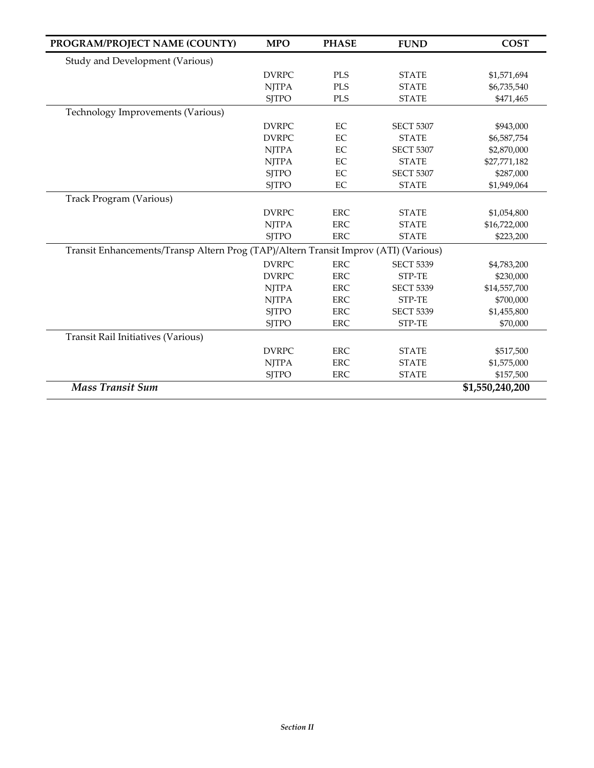| PROGRAM/PROJECT NAME (COUNTY) | MPO | PHASE | FUND | COST |
|---|---|---|---|---|
| Study and Development (Various) | | | | |
| | DVRPC | PLS | STATE | $1,571,694 |
| | NJTPA | PLS | STATE | $6,735,540 |
| | SJTPO | PLS | STATE | $471,465 |
| Technology Improvements (Various) | | | | |
| | DVRPC | EC | SECT 5307 | $943,000 |
| | DVRPC | EC | STATE | $6,587,754 |
| | NJTPA | EC | SECT 5307 | $2,870,000 |
| | NJTPA | EC | STATE | $27,771,182 |
| | SJTPO | EC | SECT 5307 | $287,000 |
| | SJTPO | EC | STATE | $1,949,064 |
| Track Program (Various) | | | | |
| | DVRPC | ERC | STATE | $1,054,800 |
| | NJTPA | ERC | STATE | $16,722,000 |
| | SJTPO | ERC | STATE | $223,200 |
| Transit Enhancements/Transp Altern Prog (TAP)/Altern Transit Improv (ATI) (Various) | | | | |
| | DVRPC | ERC | SECT 5339 | $4,783,200 |
| | DVRPC | ERC | STP-TE | $230,000 |
| | NJTPA | ERC | SECT 5339 | $14,557,700 |
| | NJTPA | ERC | STP-TE | $700,000 |
| | SJTPO | ERC | SECT 5339 | $1,455,800 |
| | SJTPO | ERC | STP-TE | $70,000 |
| Transit Rail Initiatives (Various) | | | | |
| | DVRPC | ERC | STATE | $517,500 |
| | NJTPA | ERC | STATE | $1,575,000 |
| | SJTPO | ERC | STATE | $157,500 |
| ***Mass Transit Sum*** | | | | **$1,550,240,200** |